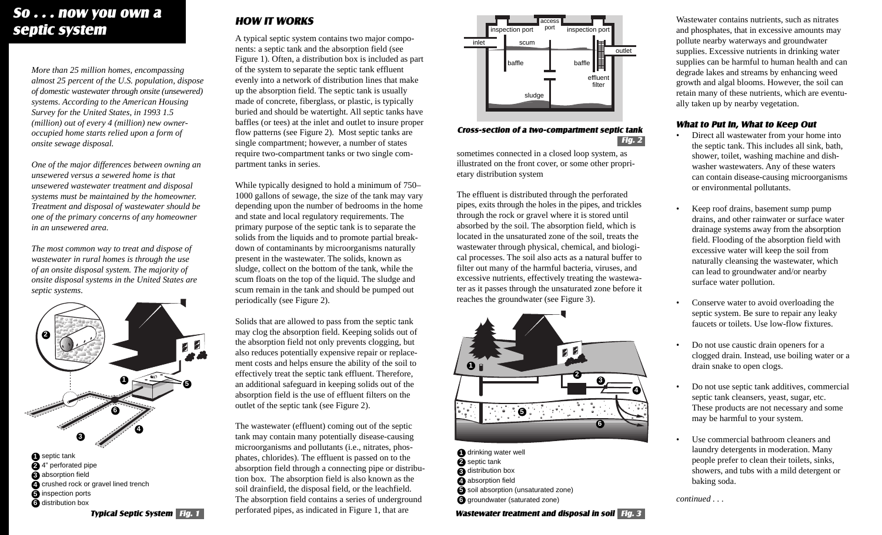# So . . . now you own a septic system

*More than 25 million homes, encompassing almost 25 percent of the U.S. population, dispose of domestic wastewater through onsite (unsewered) systems. According to the American Housing Survey for the United States, in 1993 1.5 (million) out of every 4 (million) new owner-occupied home starts relied upon a form of onsite sewage disposal.*

*One of the major differences between owning an unsewered versus a sewered home is that unsewered wastewater treatment and disposal systems must be maintained by the homeowner. Treatment and disposal of wastewater should be one of the primary concerns of any homeowner in an unsewered area.*

*The most common way to treat and dispose of wastewater in rural homes is through the use of an onsite disposal system. The majority of onsite disposal systems in the United States are septic systems.*

1. septic tank
2. 4" perforated pipe
3. absorption field
4. crushed rock or gravel lined trench
5. inspection ports
6. distribution box

**Typical Septic System Fig. 1**

## HOW IT WORKS

A typical septic system contains two major components: a septic tank and the absorption field (see Figure 1). Often, a distribution box is included as part of the system to separate the septic tank effluent evenly into a network of distribution lines that make up the absorption field. The septic tank is usually made of concrete, fiberglass, or plastic, is typically buried and should be watertight. All septic tanks have baffles (or tees) at the inlet and outlet to insure proper flow patterns (see Figure 2). Most septic tanks are single compartment; however, a number of states require two-compartment tanks or two single compartment tanks in series.

While typically designed to hold a minimum of 750–1000 gallons of sewage, the size of the tank may vary depending upon the number of bedrooms in the home and state and local regulatory requirements. The primary purpose of the septic tank is to separate the solids from the liquids and to promote partial breakdown of contaminants by microorganisms naturally present in the wastewater. The solids, known as sludge, collect on the bottom of the tank, while the scum floats on the top of the liquid. The sludge and scum remain in the tank and should be pumped out periodically (see Figure 2).

Solids that are allowed to pass from the septic tank may clog the absorption field. Keeping solids out of the absorption field not only prevents clogging, but also reduces potentially expensive repair or replacement costs and helps ensure the ability of the soil to effectively treat the septic tank effluent. Therefore, an additional safeguard in keeping solids out of the absorption field is the use of effluent filters on the outlet of the septic tank (see Figure 2).

The wastewater (effluent) coming out of the septic tank may contain many potentially disease-causing microorganisms and pollutants (i.e., nitrates, phosphates, chlorides). The effluent is passed on to the absorption field through a connecting pipe or distribution box. The absorption field is also known as the soil drainfield, the disposal field, or the leachfield. The absorption field contains a series of underground perforated pipes, as indicated in Figure 1, that are sometimes connected in a closed loop system, as illustrated on the front cover, or some other proprietary distribution system

**Cross-section of a two-compartment septic tank Fig. 2**

The effluent is distributed through the perforated pipes, exits through the holes in the pipes, and trickles through the rock or gravel where it is stored until absorbed by the soil. The absorption field, which is located in the unsaturated zone of the soil, treats the wastewater through physical, chemical, and biological processes. The soil also acts as a natural buffer to filter out many of the harmful bacteria, viruses, and excessive nutrients, effectively treating the wastewater as it passes through the unsaturated zone before it reaches the groundwater (see Figure 3).

1. drinking water well
2. septic tank
3. distribution box
4. absorption field
5. soil absorption (unsaturated zone)
6. groundwater (saturated zone)

**Wastewater treatment and disposal in soil Fig. 3**

Wastewater contains nutrients, such as nitrates and phosphates, that in excessive amounts may pollute nearby waterways and groundwater supplies. Excessive nutrients in drinking water supplies can be harmful to human health and can degrade lakes and streams by enhancing weed growth and algal blooms. However, the soil can retain many of these nutrients, which are eventually taken up by nearby vegetation.

### What to Put In, What to Keep Out

- Direct all wastewater from your home into the septic tank. This includes all sink, bath, shower, toilet, washing machine and dishwasher wastewaters. Any of these waters can contain disease-causing microorganisms or environmental pollutants.
- Keep roof drains, basement sump pump drains, and other rainwater or surface water drainage systems away from the absorption field. Flooding of the absorption field with excessive water will keep the soil from naturally cleansing the wastewater, which can lead to groundwater and/or nearby surface water pollution.
- Conserve water to avoid overloading the septic system. Be sure to repair any leaky faucets or toilets. Use low-flow fixtures.
- Do not use caustic drain openers for a clogged drain. Instead, use boiling water or a drain snake to open clogs.
- Do not use septic tank additives, commercial septic tank cleansers, yeast, sugar, etc. These products are not necessary and some may be harmful to your system.
- Use commercial bathroom cleaners and laundry detergents in moderation. Many people prefer to clean their toilets, sinks, showers, and tubs with a mild detergent or baking soda.

*continued . . .*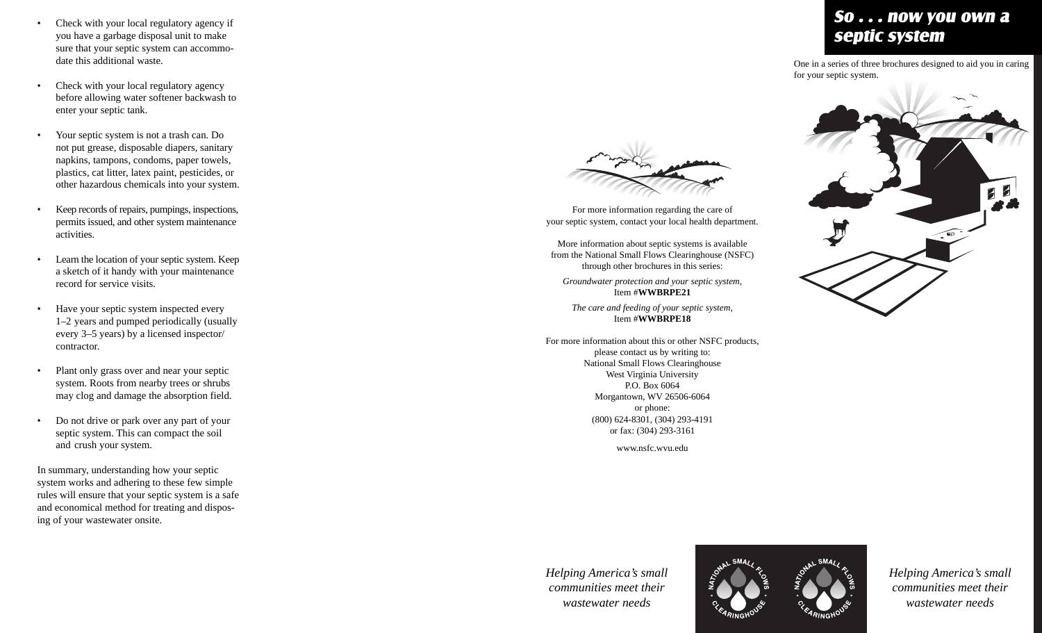- Check with your local regulatory agency if you have a garbage disposal unit to make sure that your septic system can accommodate this additional waste.
- Check with your local regulatory agency before allowing water softener backwash to enter your septic tank.
- Your septic system is not a trash can. Do not put grease, disposable diapers, sanitary napkins, tampons, condoms, paper towels, plastics, cat litter, latex paint, pesticides, or other hazardous chemicals into your system.
- Keep records of repairs, pumpings, inspections, permits issued, and other system maintenance activities.
- Learn the location of your septic system. Keep a sketch of it handy with your maintenance record for service visits.
- Have your septic system inspected every 1–2 years and pumped periodically (usually every 3–5 years) by a licensed inspector/contractor.
- Plant only grass over and near your septic system. Roots from nearby trees or shrubs may clog and damage the absorption field.
- Do not drive or park over any part of your septic system. This can compact the soil and crush your system.

In summary, understanding how your septic system works and adhering to these few simple rules will ensure that your septic system is a safe and economical method for treating and disposing of your wastewater onsite.

For more information regarding the care of your septic system, contact your local health department.

More information about septic systems is available from the National Small Flows Clearinghouse (NSFC) through other brochures in this series:

*Groundwater protection and your septic system,*
Item #**WWBRPE21**

*The care and feeding of your septic system,*
Item #**WWBRPE18**

For more information about this or other NSFC products, please contact us by writing to:
National Small Flows Clearinghouse
West Virginia University
P.O. Box 6064
Morgantown, WV 26506-6064
or phone:
(800) 624-8301, (304) 293-4191
or fax: (304) 293-3161

www.nsfc.wvu.edu

*Helping America's small communities meet their wastewater needs*

NATIONAL SMALL FLOWS CLEARINGHOUSE

# So . . . now you own a septic system

One in a series of three brochures designed to aid you in caring for your septic system.

NATIONAL SMALL FLOWS CLEARINGHOUSE

*Helping America's small communities meet their wastewater needs*